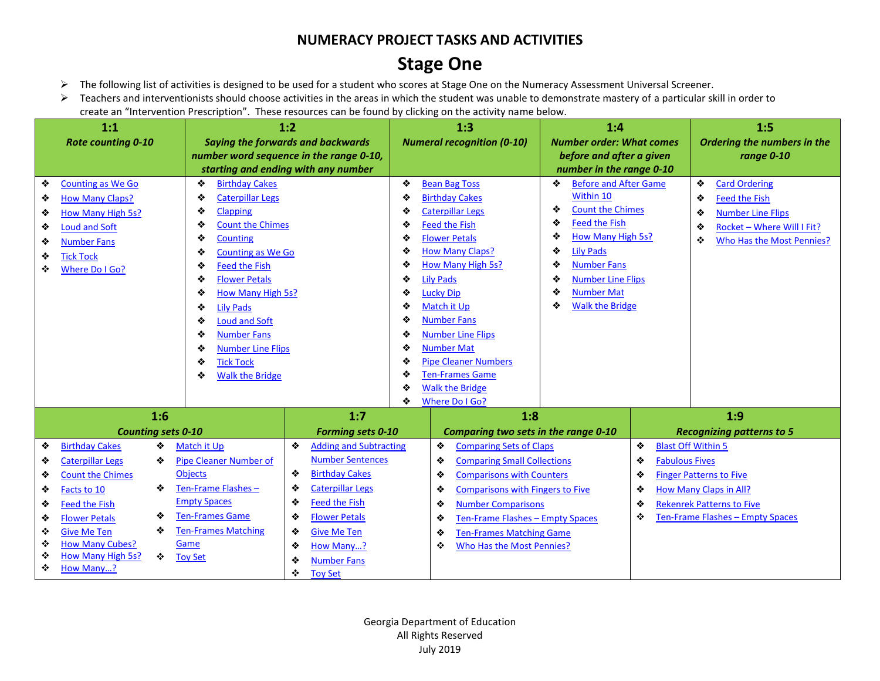# NUMERACY PROJECT TASKS AND ACTIVITIES

## Stage One

- The following list of activities is designed to be used for a student who scores at Stage One on the Numeracy Assessment Universal Screener.
- Teachers and interventionists should choose activities in the areas in which the student was unable to demonstrate mastery of a particular skill in order to create an "Intervention Prescription". These resources can be found by clicking on the activity name below.

| 1:1 *Rote counting 0-10* | 1:2 *Saying the forwards and backwards number word sequence in the range 0-10, starting and ending with any number* | 1:3 *Numeral recognition (0-10)* | 1:4 *Number order: What comes before and after a given number in the range 0-10* | 1:5 *Ordering the numbers in the range 0-10* |
|---|---|---|---|---|
| ❖ Counting as We Go<br>❖ How Many Claps?<br>❖ How Many High 5s?<br>❖ Loud and Soft<br>❖ Number Fans<br>❖ Tick Tock<br>❖ Where Do I Go? | ❖ Birthday Cakes<br>❖ Caterpillar Legs<br>❖ Clapping<br>❖ Count the Chimes<br>❖ Counting<br>❖ Counting as We Go<br>❖ Feed the Fish<br>❖ Flower Petals<br>❖ How Many High 5s?<br>❖ Lily Pads<br>❖ Loud and Soft<br>❖ Number Fans<br>❖ Number Line Flips<br>❖ Tick Tock<br>❖ Walk the Bridge | ❖ Bean Bag Toss<br>❖ Birthday Cakes<br>❖ Caterpillar Legs<br>❖ Feed the Fish<br>❖ Flower Petals<br>❖ How Many Claps?<br>❖ How Many High 5s?<br>❖ Lily Pads<br>❖ Lucky Dip<br>❖ Match it Up<br>❖ Number Fans<br>❖ Number Line Flips<br>❖ Number Mat<br>❖ Pipe Cleaner Numbers<br>❖ Ten-Frames Game<br>❖ Walk the Bridge<br>❖ Where Do I Go? | ❖ Before and After Game Within 10<br>❖ Count the Chimes<br>❖ Feed the Fish<br>❖ How Many High 5s?<br>❖ Lily Pads<br>❖ Number Fans<br>❖ Number Line Flips<br>❖ Number Mat<br>❖ Walk the Bridge | ❖ Card Ordering<br>❖ Feed the Fish<br>❖ Number Line Flips<br>❖ Rocket – Where Will I Fit?<br>❖ Who Has the Most Pennies? |

| 1:6 *Counting sets 0-10* | 1:7 *Forming sets 0-10* | 1:8 *Comparing two sets in the range 0-10* | 1:9 *Recognizing patterns to 5* |
|---|---|---|---|
| ❖ Birthday Cakes<br>❖ Caterpillar Legs<br>❖ Count the Chimes<br>❖ Facts to 10<br>❖ Feed the Fish<br>❖ Flower Petals<br>❖ Give Me Ten<br>❖ How Many Cubes?<br>❖ How Many High 5s?<br>❖ How Many…?<br>❖ Match it Up<br>❖ Pipe Cleaner Number of Objects<br>❖ Ten-Frame Flashes – Empty Spaces<br>❖ Ten-Frames Game<br>❖ Ten-Frames Matching Game<br>❖ Toy Set | ❖ Adding and Subtracting Number Sentences<br>❖ Birthday Cakes<br>❖ Caterpillar Legs<br>❖ Feed the Fish<br>❖ Flower Petals<br>❖ Give Me Ten<br>❖ How Many…?<br>❖ Number Fans<br>❖ Toy Set | ❖ Comparing Sets of Claps<br>❖ Comparing Small Collections<br>❖ Comparisons with Counters<br>❖ Comparisons with Fingers to Five<br>❖ Number Comparisons<br>❖ Ten-Frame Flashes – Empty Spaces<br>❖ Ten-Frames Matching Game<br>❖ Who Has the Most Pennies? | ❖ Blast Off Within 5<br>❖ Fabulous Fives<br>❖ Finger Patterns to Five<br>❖ How Many Claps in All?<br>❖ Rekenrek Patterns to Five<br>❖ Ten-Frame Flashes – Empty Spaces |

Georgia Department of Education
All Rights Reserved
July 2019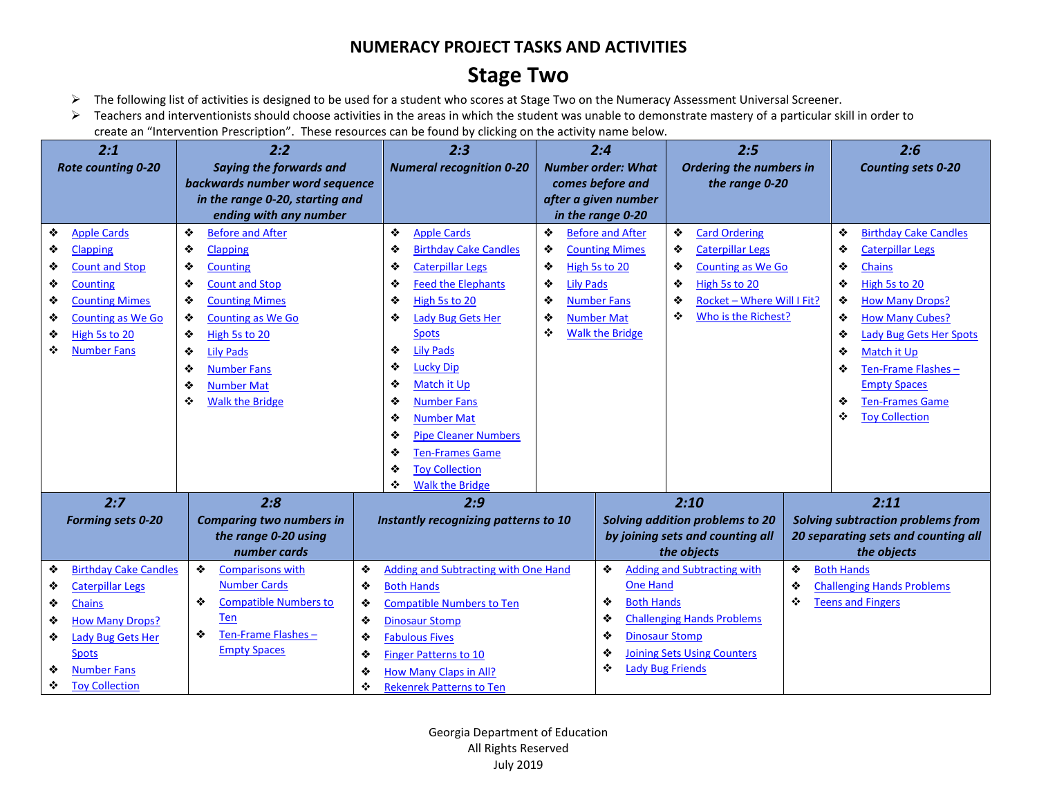# NUMERACY PROJECT TASKS AND ACTIVITIES

## Stage Two

- The following list of activities is designed to be used for a student who scores at Stage Two on the Numeracy Assessment Universal Screener.
- Teachers and interventionists should choose activities in the areas in which the student was unable to demonstrate mastery of a particular skill in order to create an "Intervention Prescription". These resources can be found by clicking on the activity name below.

| **2:1** *Rote counting 0-20* | **2:2** *Saying the forwards and backwards number word sequence in the range 0-20, starting and ending with any number* | **2:3** *Numeral recognition 0-20* | **2:4** *Number order: What comes before and after a given number in the range 0-20* | **2:5** *Ordering the numbers in the range 0-20* | **2:6** *Counting sets 0-20* |
|---|---|---|---|---|---|
| ❖ Apple Cards<br>❖ Clapping<br>❖ Count and Stop<br>❖ Counting<br>❖ Counting Mimes<br>❖ Counting as We Go<br>❖ High 5s to 20<br>❖ Number Fans | ❖ Before and After<br>❖ Clapping<br>❖ Counting<br>❖ Count and Stop<br>❖ Counting Mimes<br>❖ Counting as We Go<br>❖ High 5s to 20<br>❖ Lily Pads<br>❖ Number Fans<br>❖ Number Mat<br>❖ Walk the Bridge | ❖ Apple Cards<br>❖ Birthday Cake Candles<br>❖ Caterpillar Legs<br>❖ Feed the Elephants<br>❖ High 5s to 20<br>❖ Lady Bug Gets Her Spots<br>❖ Lily Pads<br>❖ Lucky Dip<br>❖ Match it Up<br>❖ Number Fans<br>❖ Number Mat<br>❖ Pipe Cleaner Numbers<br>❖ Ten-Frames Game<br>❖ Toy Collection<br>❖ Walk the Bridge | ❖ Before and After<br>❖ Counting Mimes<br>❖ High 5s to 20<br>❖ Lily Pads<br>❖ Number Fans<br>❖ Number Mat<br>❖ Walk the Bridge | ❖ Card Ordering<br>❖ Caterpillar Legs<br>❖ Counting as We Go<br>❖ High 5s to 20<br>❖ Rocket – Where Will I Fit?<br>❖ Who is the Richest? | ❖ Birthday Cake Candles<br>❖ Caterpillar Legs<br>❖ Chains<br>❖ High 5s to 20<br>❖ How Many Drops?<br>❖ How Many Cubes?<br>❖ Lady Bug Gets Her Spots<br>❖ Match it Up<br>❖ Ten-Frame Flashes – Empty Spaces<br>❖ Ten-Frames Game<br>❖ Toy Collection |

| **2:7** *Forming sets 0-20* | **2:8** *Comparing two numbers in the range 0-20 using number cards* | **2:9** *Instantly recognizing patterns to 10* | **2:10** *Solving addition problems to 20 by joining sets and counting all the objects* | **2:11** *Solving subtraction problems from 20 separating sets and counting all the objects* |
|---|---|---|---|---|
| ❖ Birthday Cake Candles<br>❖ Caterpillar Legs<br>❖ Chains<br>❖ How Many Drops?<br>❖ Lady Bug Gets Her Spots<br>❖ Number Fans<br>❖ Toy Collection | ❖ Comparisons with Number Cards<br>❖ Compatible Numbers to Ten<br>❖ Ten-Frame Flashes – Empty Spaces | ❖ Adding and Subtracting with One Hand<br>❖ Both Hands<br>❖ Compatible Numbers to Ten<br>❖ Dinosaur Stomp<br>❖ Fabulous Fives<br>❖ Finger Patterns to 10<br>❖ How Many Claps in All?<br>❖ Rekenrek Patterns to Ten | ❖ Adding and Subtracting with One Hand<br>❖ Both Hands<br>❖ Challenging Hands Problems<br>❖ Dinosaur Stomp<br>❖ Joining Sets Using Counters<br>❖ Lady Bug Friends | ❖ Both Hands<br>❖ Challenging Hands Problems<br>❖ Teens and Fingers |

Georgia Department of Education
All Rights Reserved
July 2019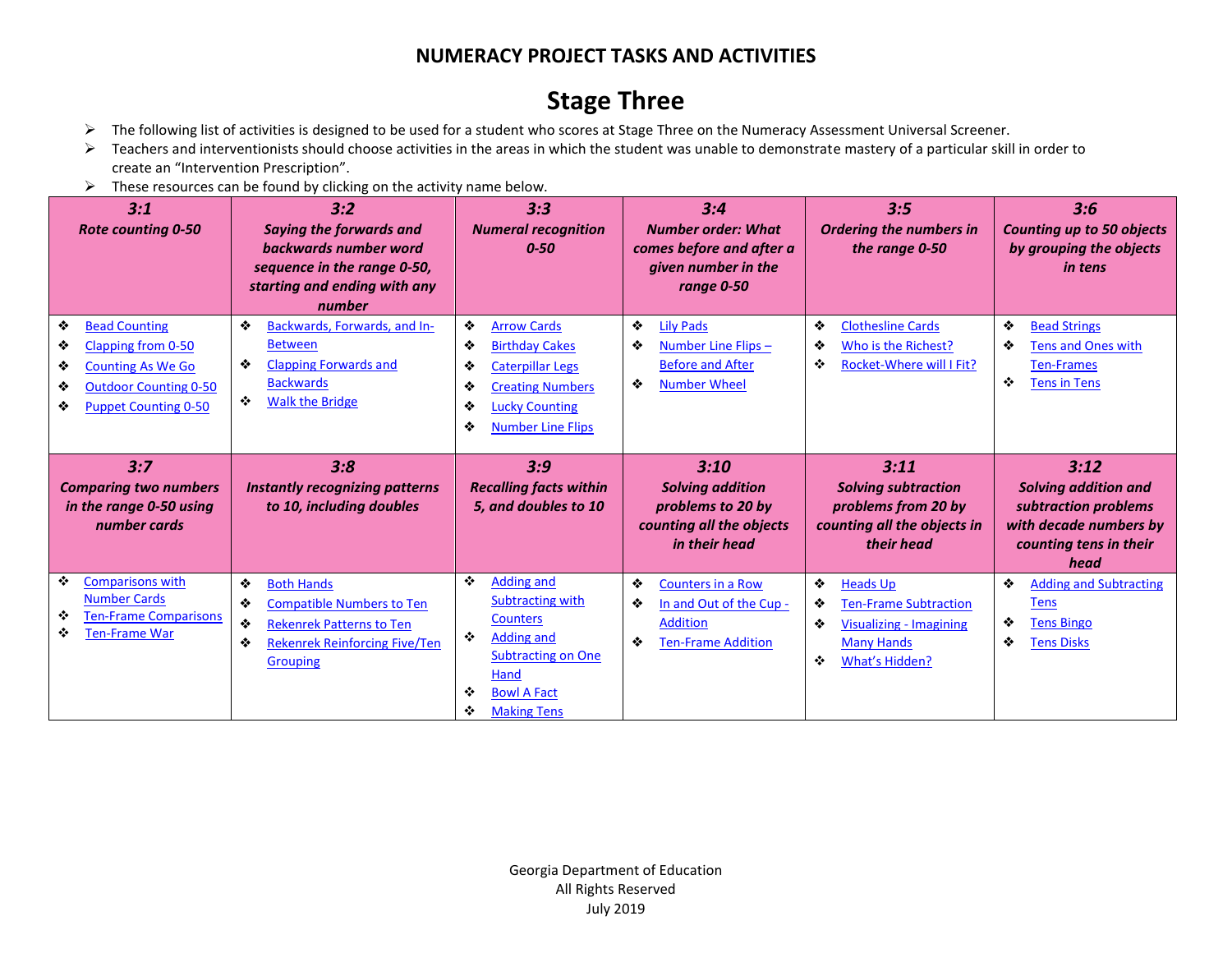# NUMERACY PROJECT TASKS AND ACTIVITIES

## Stage Three

- The following list of activities is designed to be used for a student who scores at Stage Three on the Numeracy Assessment Universal Screener.
- Teachers and interventionists should choose activities in the areas in which the student was unable to demonstrate mastery of a particular skill in order to create an "Intervention Prescription".
- These resources can be found by clicking on the activity name below.

| ***3:1*** ***Rote counting 0-50*** | ***3:2*** ***Saying the forwards and backwards number word sequence in the range 0-50, starting and ending with any number*** | ***3:3*** ***Numeral recognition 0-50*** | ***3:4*** ***Number order: What comes before and after a given number in the range 0-50*** | ***3:5*** ***Ordering the numbers in the range 0-50*** | ***3:6*** ***Counting up to 50 objects by grouping the objects in tens*** |
|---|---|---|---|---|---|
| ❖ Bead Counting<br>❖ Clapping from 0-50<br>❖ Counting As We Go<br>❖ Outdoor Counting 0-50<br>❖ Puppet Counting 0-50 | ❖ Backwards, Forwards, and In-Between<br>❖ Clapping Forwards and Backwards<br>❖ Walk the Bridge | ❖ Arrow Cards<br>❖ Birthday Cakes<br>❖ Caterpillar Legs<br>❖ Creating Numbers<br>❖ Lucky Counting<br>❖ Number Line Flips | ❖ Lily Pads<br>❖ Number Line Flips – Before and After<br>❖ Number Wheel | ❖ Clothesline Cards<br>❖ Who is the Richest?<br>❖ Rocket-Where will I Fit? | ❖ Bead Strings<br>❖ Tens and Ones with Ten-Frames<br>❖ Tens in Tens |
| ***3:7*** ***Comparing two numbers in the range 0-50 using number cards*** | ***3:8*** ***Instantly recognizing patterns to 10, including doubles*** | ***3:9*** ***Recalling facts within 5, and doubles to 10*** | ***3:10*** ***Solving addition problems to 20 by counting all the objects in their head*** | ***3:11*** ***Solving subtraction problems from 20 by counting all the objects in their head*** | ***3:12*** ***Solving addition and subtraction problems with decade numbers by counting tens in their head*** |
| ❖ Comparisons with Number Cards<br>❖ Ten-Frame Comparisons<br>❖ Ten-Frame War | ❖ Both Hands<br>❖ Compatible Numbers to Ten<br>❖ Rekenrek Patterns to Ten<br>❖ Rekenrek Reinforcing Five/Ten Grouping | ❖ Adding and Subtracting with Counters<br>❖ Adding and Subtracting on One Hand<br>❖ Bowl A Fact<br>❖ Making Tens | ❖ Counters in a Row<br>❖ In and Out of the Cup - Addition<br>❖ Ten-Frame Addition | ❖ Heads Up<br>❖ Ten-Frame Subtraction<br>❖ Visualizing - Imagining Many Hands<br>❖ What's Hidden? | ❖ Adding and Subtracting Tens<br>❖ Tens Bingo<br>❖ Tens Disks |

Georgia Department of Education
All Rights Reserved
July 2019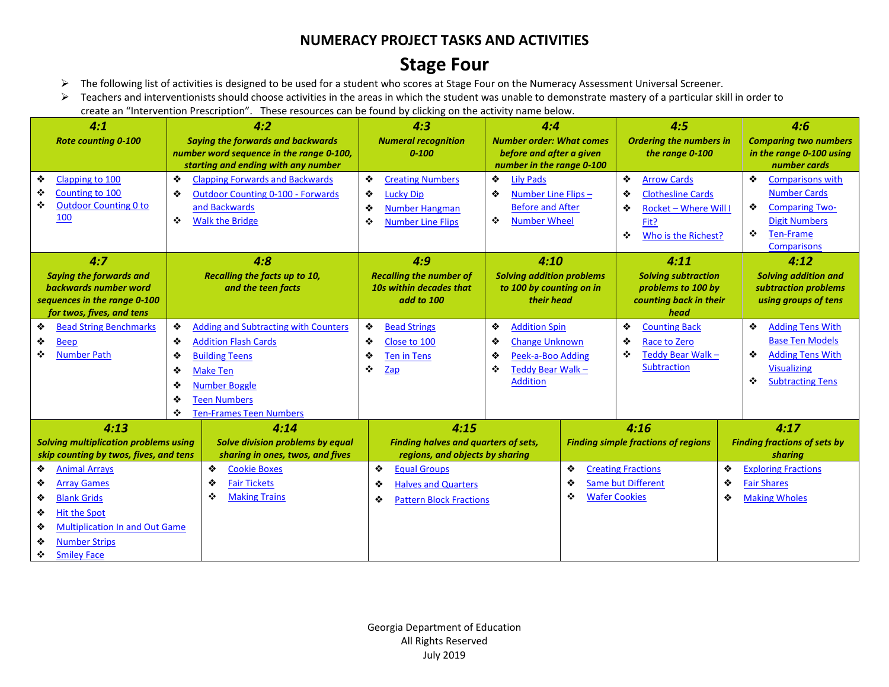## NUMERACY PROJECT TASKS AND ACTIVITIES

# Stage Four

- The following list of activities is designed to be used for a student who scores at Stage Four on the Numeracy Assessment Universal Screener.
- Teachers and interventionists should choose activities in the areas in which the student was unable to demonstrate mastery of a particular skill in order to create an "Intervention Prescription". These resources can be found by clicking on the activity name below.

| 4:1 Rote counting 0-100 | 4:2 Saying the forwards and backwards number word sequence in the range 0-100, starting and ending with any number | 4:3 Numeral recognition 0-100 | 4:4 Number order: What comes before and after a given number in the range 0-100 | 4:5 Ordering the numbers in the range 0-100 | 4:6 Comparing two numbers in the range 0-100 using number cards |
|---|---|---|---|---|---|
| ❖ Clapping to 100<br>❖ Counting to 100<br>❖ Outdoor Counting 0 to 100 | ❖ Clapping Forwards and Backwards<br>❖ Outdoor Counting 0-100 - Forwards and Backwards<br>❖ Walk the Bridge | ❖ Creating Numbers<br>❖ Lucky Dip<br>❖ Number Hangman<br>❖ Number Line Flips | ❖ Lily Pads<br>❖ Number Line Flips – Before and After<br>❖ Number Wheel | ❖ Arrow Cards<br>❖ Clothesline Cards<br>❖ Rocket – Where Will I Fit?<br>❖ Who is the Richest? | ❖ Comparisons with Number Cards<br>❖ Comparing Two-Digit Numbers<br>❖ Ten-Frame Comparisons |

| 4:7 Saying the forwards and backwards number word sequences in the range 0-100 for twos, fives, and tens | 4:8 Recalling the facts up to 10, and the teen facts | 4:9 Recalling the number of 10s within decades that add to 100 | 4:10 Solving addition problems to 100 by counting on in their head | 4:11 Solving subtraction problems to 100 by counting back in their head | 4:12 Solving addition and subtraction problems using groups of tens |
|---|---|---|---|---|---|
| ❖ Bead String Benchmarks<br>❖ Beep<br>❖ Number Path | ❖ Adding and Subtracting with Counters<br>❖ Addition Flash Cards<br>❖ Building Teens<br>❖ Make Ten<br>❖ Number Boggle<br>❖ Teen Numbers<br>❖ Ten-Frames Teen Numbers | ❖ Bead Strings<br>❖ Close to 100<br>❖ Ten in Tens<br>❖ Zap | ❖ Addition Spin<br>❖ Change Unknown<br>❖ Peek-a-Boo Adding<br>❖ Teddy Bear Walk – Addition | ❖ Counting Back<br>❖ Race to Zero<br>❖ Teddy Bear Walk – Subtraction | ❖ Adding Tens With Base Ten Models<br>❖ Adding Tens With Visualizing<br>❖ Subtracting Tens |

| 4:13 Solving multiplication problems using skip counting by twos, fives, and tens | 4:14 Solve division problems by equal sharing in ones, twos, and fives | 4:15 Finding halves and quarters of sets, regions, and objects by sharing | 4:16 Finding simple fractions of regions | 4:17 Finding fractions of sets by sharing |
|---|---|---|---|---|
| ❖ Animal Arrays<br>❖ Array Games<br>❖ Blank Grids<br>❖ Hit the Spot<br>❖ Multiplication In and Out Game<br>❖ Number Strips<br>❖ Smiley Face | ❖ Cookie Boxes<br>❖ Fair Tickets<br>❖ Making Trains | ❖ Equal Groups<br>❖ Halves and Quarters<br>❖ Pattern Block Fractions | ❖ Creating Fractions<br>❖ Same but Different<br>❖ Wafer Cookies | ❖ Exploring Fractions<br>❖ Fair Shares<br>❖ Making Wholes |

Georgia Department of Education
All Rights Reserved
July 2019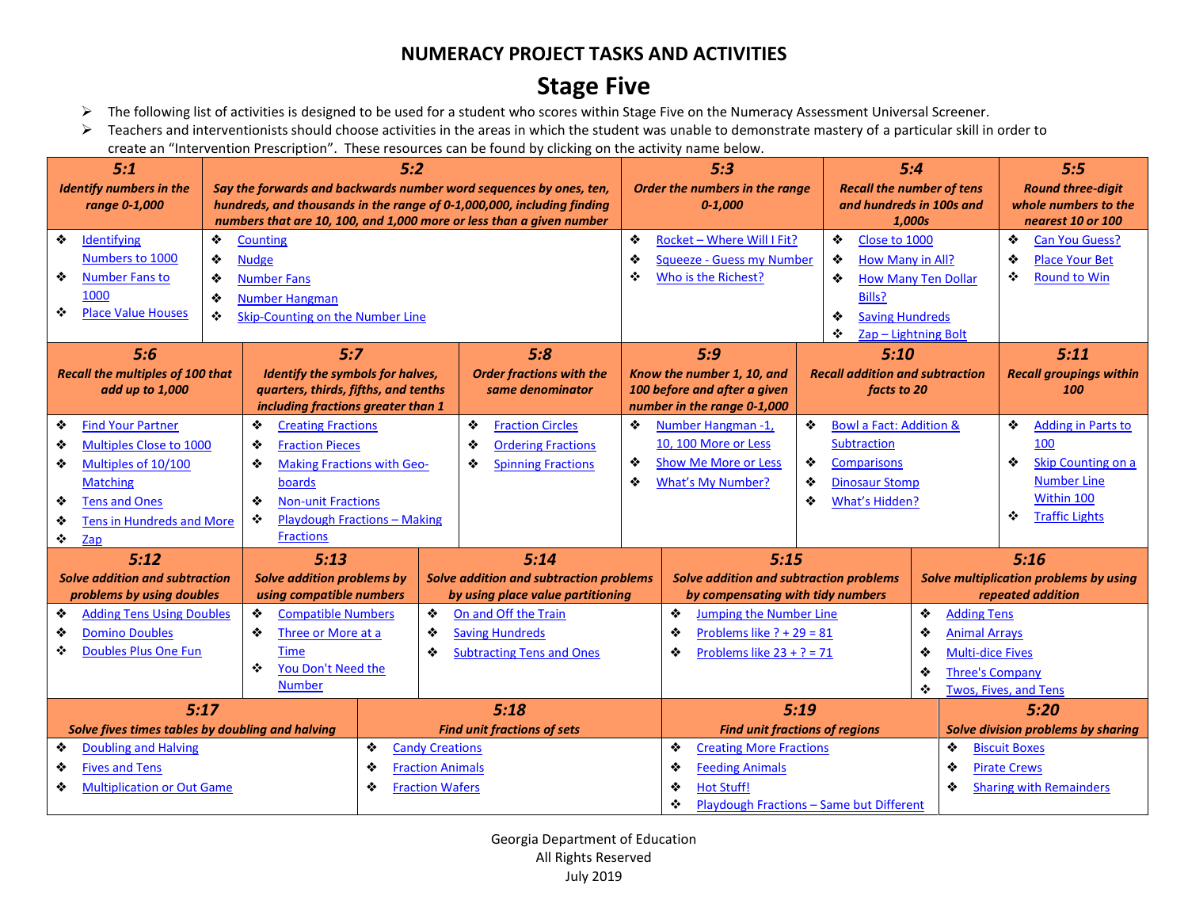# NUMERACY PROJECT TASKS AND ACTIVITIES

## Stage Five

- The following list of activities is designed to be used for a student who scores within Stage Five on the Numeracy Assessment Universal Screener.
- Teachers and interventionists should choose activities in the areas in which the student was unable to demonstrate mastery of a particular skill in order to create an "Intervention Prescription". These resources can be found by clicking on the activity name below.

| 5:1 *Identify numbers in the range 0-1,000* | 5:2 *Say the forwards and backwards number word sequences by ones, ten, hundreds, and thousands in the range of 0-1,000,000, including finding numbers that are 10, 100, and 1,000 more or less than a given number* | 5:3 *Order the numbers in the range 0-1,000* | 5:4 *Recall the number of tens and hundreds in 100s and 1,000s* | 5:5 *Round three-digit whole numbers to the nearest 10 or 100* |
|---|---|---|---|---|
| ❖ Identifying Numbers to 1000<br>❖ Number Fans to 1000<br>❖ Place Value Houses | ❖ Counting<br>❖ Nudge<br>❖ Number Fans<br>❖ Number Hangman<br>❖ Skip-Counting on the Number Line | ❖ Rocket – Where Will I Fit?<br>❖ Squeeze - Guess my Number<br>❖ Who is the Richest? | ❖ Close to 1000<br>❖ How Many in All?<br>❖ How Many Ten Dollar Bills?<br>❖ Saving Hundreds<br>❖ Zap – Lightning Bolt | ❖ Can You Guess?<br>❖ Place Your Bet<br>❖ Round to Win |

| 5:6 *Recall the multiples of 100 that add up to 1,000* | 5:7 *Identify the symbols for halves, quarters, thirds, fifths, and tenths including fractions greater than 1* | 5:8 *Order fractions with the same denominator* | 5:9 *Know the number 1, 10, and 100 before and after a given number in the range 0-1,000* | 5:10 *Recall addition and subtraction facts to 20* | 5:11 *Recall groupings within 100* |
|---|---|---|---|---|---|
| ❖ Find Your Partner<br>❖ Multiples Close to 1000<br>❖ Multiples of 10/100 Matching<br>❖ Tens and Ones<br>❖ Tens in Hundreds and More<br>❖ Zap | ❖ Creating Fractions<br>❖ Fraction Pieces<br>❖ Making Fractions with Geo-boards<br>❖ Non-unit Fractions<br>❖ Playdough Fractions – Making Fractions | ❖ Fraction Circles<br>❖ Ordering Fractions<br>❖ Spinning Fractions | ❖ Number Hangman -1, 10, 100 More or Less<br>❖ Show Me More or Less<br>❖ What's My Number? | ❖ Bowl a Fact: Addition & Subtraction<br>❖ Comparisons<br>❖ Dinosaur Stomp<br>❖ What's Hidden? | ❖ Adding in Parts to 100<br>❖ Skip Counting on a Number Line Within 100<br>❖ Traffic Lights |

| 5:12 *Solve addition and subtraction problems by using doubles* | 5:13 *Solve addition problems by using compatible numbers* | 5:14 *Solve addition and subtraction problems by using place value partitioning* | 5:15 *Solve addition and subtraction problems by compensating with tidy numbers* | 5:16 *Solve multiplication problems by using repeated addition* |
|---|---|---|---|---|
| ❖ Adding Tens Using Doubles<br>❖ Domino Doubles<br>❖ Doubles Plus One Fun | ❖ Compatible Numbers<br>❖ Three or More at a Time<br>❖ You Don't Need the Number | ❖ On and Off the Train<br>❖ Saving Hundreds<br>❖ Subtracting Tens and Ones | ❖ Jumping the Number Line<br>❖ Problems like ? + 29 = 81<br>❖ Problems like 23 + ? = 71 | ❖ Adding Tens<br>❖ Animal Arrays<br>❖ Multi-dice Fives<br>❖ Three's Company<br>❖ Twos, Fives, and Tens |

| 5:17 *Solve fives times tables by doubling and halving* | 5:18 *Find unit fractions of sets* | 5:19 *Find unit fractions of regions* | 5:20 *Solve division problems by sharing* |
|---|---|---|---|
| ❖ Doubling and Halving<br>❖ Fives and Tens<br>❖ Multiplication or Out Game | ❖ Candy Creations<br>❖ Fraction Animals<br>❖ Fraction Wafers | ❖ Creating More Fractions<br>❖ Feeding Animals<br>❖ Hot Stuff!<br>❖ Playdough Fractions – Same but Different | ❖ Biscuit Boxes<br>❖ Pirate Crews<br>❖ Sharing with Remainders |

Georgia Department of Education
All Rights Reserved
July 2019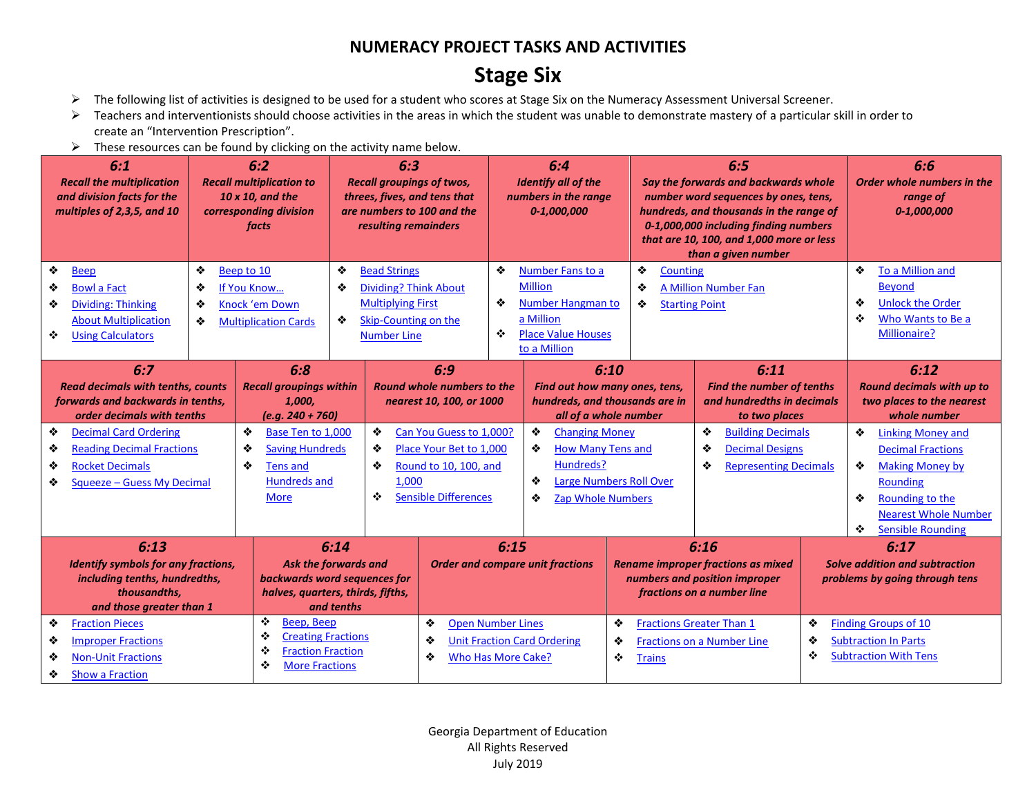# NUMERACY PROJECT TASKS AND ACTIVITIES

## Stage Six

- The following list of activities is designed to be used for a student who scores at Stage Six on the Numeracy Assessment Universal Screener.
- Teachers and interventionists should choose activities in the areas in which the student was unable to demonstrate mastery of a particular skill in order to create an "Intervention Prescription".
- These resources can be found by clicking on the activity name below.

| 6:1<br>*Recall the multiplication and division facts for the multiples of 2,3,5, and 10* | 6:2<br>*Recall multiplication to 10 x 10, and the corresponding division facts* | 6:3<br>*Recall groupings of twos, threes, fives, and tens that are numbers to 100 and the resulting remainders* | 6:4<br>*Identify all of the numbers in the range 0-1,000,000* | 6:5<br>*Say the forwards and backwards whole number word sequences by ones, tens, hundreds, and thousands in the range of 0-1,000,000 including finding numbers that are 10, 100, and 1,000 more or less than a given number* | 6:6<br>*Order whole numbers in the range of 0-1,000,000* |
|---|---|---|---|---|---|
| ❖ Beep<br>❖ Bowl a Fact<br>❖ Dividing: Thinking About Multiplication<br>❖ Using Calculators | ❖ Beep to 10<br>❖ If You Know…<br>❖ Knock 'em Down<br>❖ Multiplication Cards | ❖ Bead Strings<br>❖ Dividing? Think About Multiplying First<br>❖ Skip-Counting on the Number Line | ❖ Number Fans to a Million<br>❖ Number Hangman to a Million<br>❖ Place Value Houses to a Million | ❖ Counting<br>❖ A Million Number Fan<br>❖ Starting Point | ❖ To a Million and Beyond<br>❖ Unlock the Order<br>❖ Who Wants to Be a Millionaire? |

| 6:7<br>*Read decimals with tenths, counts forwards and backwards in tenths, order decimals with tenths* | 6:8<br>*Recall groupings within 1,000, (e.g. 240 + 760)* | 6:9<br>*Round whole numbers to the nearest 10, 100, or 1000* | 6:10<br>*Find out how many ones, tens, hundreds, and thousands are in all of a whole number* | 6:11<br>*Find the number of tenths and hundredths in decimals to two places* | 6:12<br>*Round decimals with up to two places to the nearest whole number* |
|---|---|---|---|---|---|
| ❖ Decimal Card Ordering<br>❖ Reading Decimal Fractions<br>❖ Rocket Decimals<br>❖ Squeeze – Guess My Decimal | ❖ Base Ten to 1,000<br>❖ Saving Hundreds<br>❖ Tens and Hundreds and More | ❖ Can You Guess to 1,000?<br>❖ Place Your Bet to 1,000<br>❖ Round to 10, 100, and 1,000<br>❖ Sensible Differences | ❖ Changing Money<br>❖ How Many Tens and Hundreds?<br>❖ Large Numbers Roll Over<br>❖ Zap Whole Numbers | ❖ Building Decimals<br>❖ Decimal Designs<br>❖ Representing Decimals | ❖ Linking Money and Decimal Fractions<br>❖ Making Money by Rounding<br>❖ Rounding to the Nearest Whole Number<br>❖ Sensible Rounding |

| 6:13<br>*Identify symbols for any fractions, including tenths, hundredths, thousandths, and those greater than 1* | 6:14<br>*Ask the forwards and backwards word sequences for halves, quarters, thirds, fifths, and tenths* | 6:15<br>*Order and compare unit fractions* | 6:16<br>*Rename improper fractions as mixed numbers and position improper fractions on a number line* | 6:17<br>*Solve addition and subtraction problems by going through tens* |
|---|---|---|---|---|
| ❖ Fraction Pieces<br>❖ Improper Fractions<br>❖ Non-Unit Fractions<br>❖ Show a Fraction | ❖ Beep, Beep<br>❖ Creating Fractions<br>❖ Fraction Fraction<br>❖ More Fractions | ❖ Open Number Lines<br>❖ Unit Fraction Card Ordering<br>❖ Who Has More Cake? | ❖ Fractions Greater Than 1<br>❖ Fractions on a Number Line<br>❖ Trains | ❖ Finding Groups of 10<br>❖ Subtraction In Parts<br>❖ Subtraction With Tens |

Georgia Department of Education
All Rights Reserved
July 2019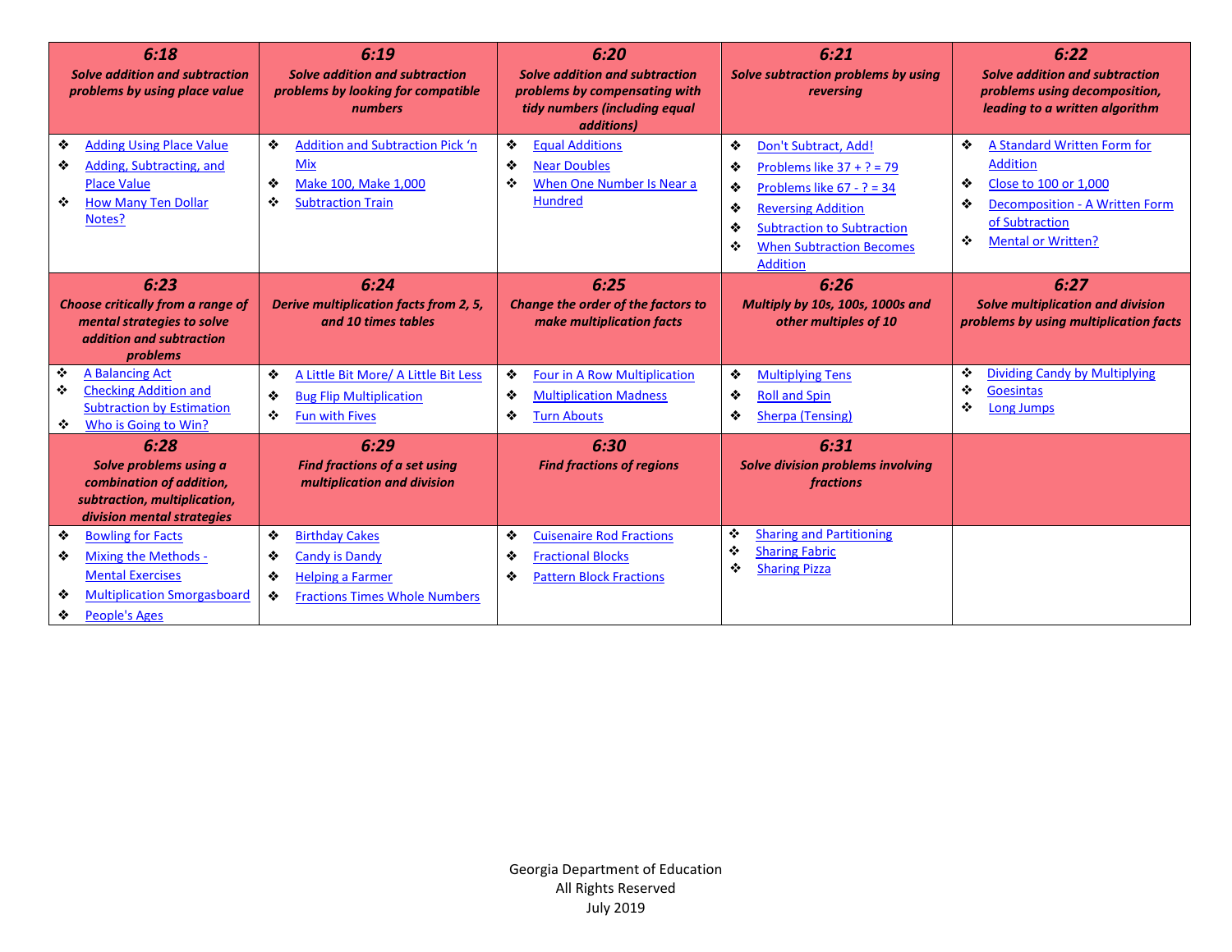| 6:18<br>*Solve addition and subtraction problems by using place value* | 6:19<br>*Solve addition and subtraction problems by looking for compatible numbers* | 6:20<br>*Solve addition and subtraction problems by compensating with tidy numbers (including equal additions)* | 6:21<br>*Solve subtraction problems by using reversing* | 6:22<br>*Solve addition and subtraction problems using decomposition, leading to a written algorithm* |
|---|---|---|---|---|
| ❖ Adding Using Place Value<br>❖ Adding, Subtracting, and Place Value<br>❖ How Many Ten Dollar Notes? | ❖ Addition and Subtraction Pick 'n Mix<br>❖ Make 100, Make 1,000<br>❖ Subtraction Train | ❖ Equal Additions<br>❖ Near Doubles<br>❖ When One Number Is Near a Hundred | ❖ Don't Subtract, Add!<br>❖ Problems like 37 + ? = 79<br>❖ Problems like 67 - ? = 34<br>❖ Reversing Addition<br>❖ Subtraction to Subtraction<br>❖ When Subtraction Becomes Addition | ❖ A Standard Written Form for Addition<br>❖ Close to 100 or 1,000<br>❖ Decomposition - A Written Form of Subtraction<br>❖ Mental or Written? |
| **6:23**<br>***Choose critically from a range of mental strategies to solve addition and subtraction problems*** | **6:24**<br>***Derive multiplication facts from 2, 5, and 10 times tables*** | **6:25**<br>***Change the order of the factors to make multiplication facts*** | **6:26**<br>***Multiply by 10s, 100s, 1000s and other multiples of 10*** | **6:27**<br>***Solve multiplication and division problems by using multiplication facts*** |
| ❖ A Balancing Act<br>❖ Checking Addition and Subtraction by Estimation<br>❖ Who is Going to Win? | ❖ A Little Bit More/ A Little Bit Less<br>❖ Bug Flip Multiplication<br>❖ Fun with Fives | ❖ Four in A Row Multiplication<br>❖ Multiplication Madness<br>❖ Turn Abouts | ❖ Multiplying Tens<br>❖ Roll and Spin<br>❖ Sherpa (Tensing) | ❖ Dividing Candy by Multiplying<br>❖ Goesintas<br>❖ Long Jumps |
| **6:28**<br>***Solve problems using a combination of addition, subtraction, multiplication, division mental strategies*** | **6:29**<br>***Find fractions of a set using multiplication and division*** | **6:30**<br>***Find fractions of regions*** | **6:31**<br>***Solve division problems involving fractions*** | |
| ❖ Bowling for Facts<br>❖ Mixing the Methods - Mental Exercises<br>❖ Multiplication Smorgasboard<br>❖ People's Ages | ❖ Birthday Cakes<br>❖ Candy is Dandy<br>❖ Helping a Farmer<br>❖ Fractions Times Whole Numbers | ❖ Cuisenaire Rod Fractions<br>❖ Fractional Blocks<br>❖ Pattern Block Fractions | ❖ Sharing and Partitioning<br>❖ Sharing Fabric<br>❖ Sharing Pizza | |

Georgia Department of Education
All Rights Reserved
July 2019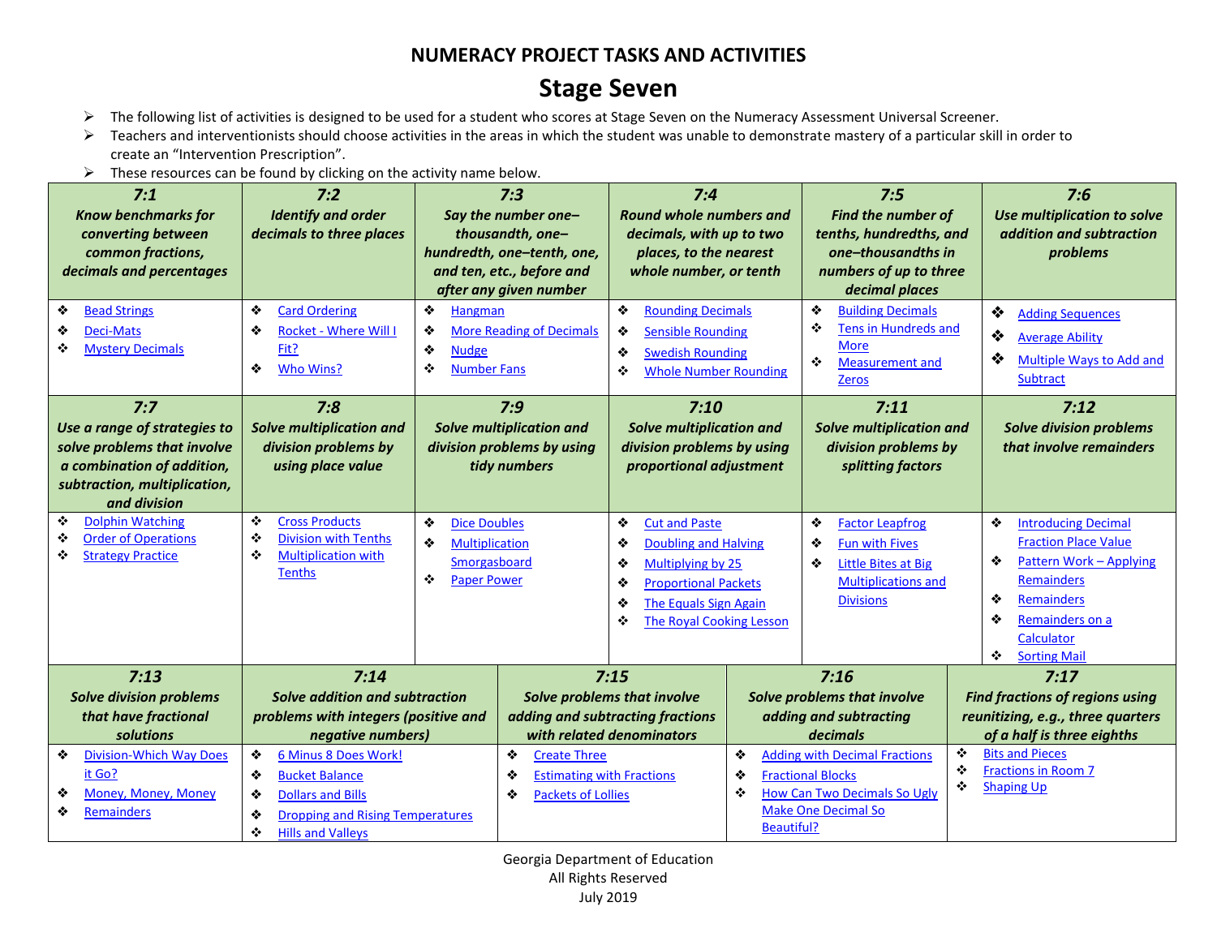# NUMERACY PROJECT TASKS AND ACTIVITIES

## Stage Seven

- The following list of activities is designed to be used for a student who scores at Stage Seven on the Numeracy Assessment Universal Screener.
- Teachers and interventionists should choose activities in the areas in which the student was unable to demonstrate mastery of a particular skill in order to create an "Intervention Prescription".
- These resources can be found by clicking on the activity name below.

| 7:1<br>*Know benchmarks for converting between common fractions, decimals and percentages* | 7:2<br>*Identify and order decimals to three places* | 7:3<br>*Say the number one–thousandth, one–hundredth, one–tenth, one, and ten, etc., before and after any given number* | 7:4<br>*Round whole numbers and decimals, with up to two places, to the nearest whole number, or tenth* | 7:5<br>*Find the number of tenths, hundredths, and one–thousandths in numbers of up to three decimal places* | 7:6<br>*Use multiplication to solve addition and subtraction problems* |
|---|---|---|---|---|---|
| ❖ Bead Strings<br>❖ Deci-Mats<br>❖ Mystery Decimals | ❖ Card Ordering<br>❖ Rocket - Where Will I Fit?<br>❖ Who Wins? | ❖ Hangman<br>❖ More Reading of Decimals<br>❖ Nudge<br>❖ Number Fans | ❖ Rounding Decimals<br>❖ Sensible Rounding<br>❖ Swedish Rounding<br>❖ Whole Number Rounding | ❖ Building Decimals<br>❖ Tens in Hundreds and More<br>❖ Measurement and Zeros | ❖ Adding Sequences<br>❖ Average Ability<br>❖ Multiple Ways to Add and Subtract |
| **7:7**<br>*Use a range of strategies to solve problems that involve a combination of addition, subtraction, multiplication, and division* | **7:8**<br>*Solve multiplication and division problems by using place value* | **7:9**<br>*Solve multiplication and division problems by using tidy numbers* | **7:10**<br>*Solve multiplication and division problems by using proportional adjustment* | **7:11**<br>*Solve multiplication and division problems by splitting factors* | **7:12**<br>*Solve division problems that involve remainders* |
| ❖ Dolphin Watching<br>❖ Order of Operations<br>❖ Strategy Practice | ❖ Cross Products<br>❖ Division with Tenths<br>❖ Multiplication with Tenths | ❖ Dice Doubles<br>❖ Multiplication Smorgasboard<br>❖ Paper Power | ❖ Cut and Paste<br>❖ Doubling and Halving<br>❖ Multiplying by 25<br>❖ Proportional Packets<br>❖ The Equals Sign Again<br>❖ The Royal Cooking Lesson | ❖ Factor Leapfrog<br>❖ Fun with Fives<br>❖ Little Bites at Big Multiplications and Divisions | ❖ Introducing Decimal Fraction Place Value<br>❖ Pattern Work – Applying Remainders<br>❖ Remainders<br>❖ Remainders on a Calculator<br>❖ Sorting Mail |

| 7:13<br>*Solve division problems that have fractional solutions* | 7:14<br>*Solve addition and subtraction problems with integers (positive and negative numbers)* | 7:15<br>*Solve problems that involve adding and subtracting fractions with related denominators* | 7:16<br>*Solve problems that involve adding and subtracting decimals* | 7:17<br>*Find fractions of regions using reunitizing, e.g., three quarters of a half is three eighths* |
|---|---|---|---|---|
| ❖ Division-Which Way Does it Go?<br>❖ Money, Money, Money<br>❖ Remainders | ❖ 6 Minus 8 Does Work!<br>❖ Bucket Balance<br>❖ Dollars and Bills<br>❖ Dropping and Rising Temperatures<br>❖ Hills and Valleys | ❖ Create Three<br>❖ Estimating with Fractions<br>❖ Packets of Lollies | ❖ Adding with Decimal Fractions<br>❖ Fractional Blocks<br>❖ How Can Two Decimals So Ugly Make One Decimal So Beautiful? | ❖ Bits and Pieces<br>❖ Fractions in Room 7<br>❖ Shaping Up |

Georgia Department of Education
All Rights Reserved
July 2019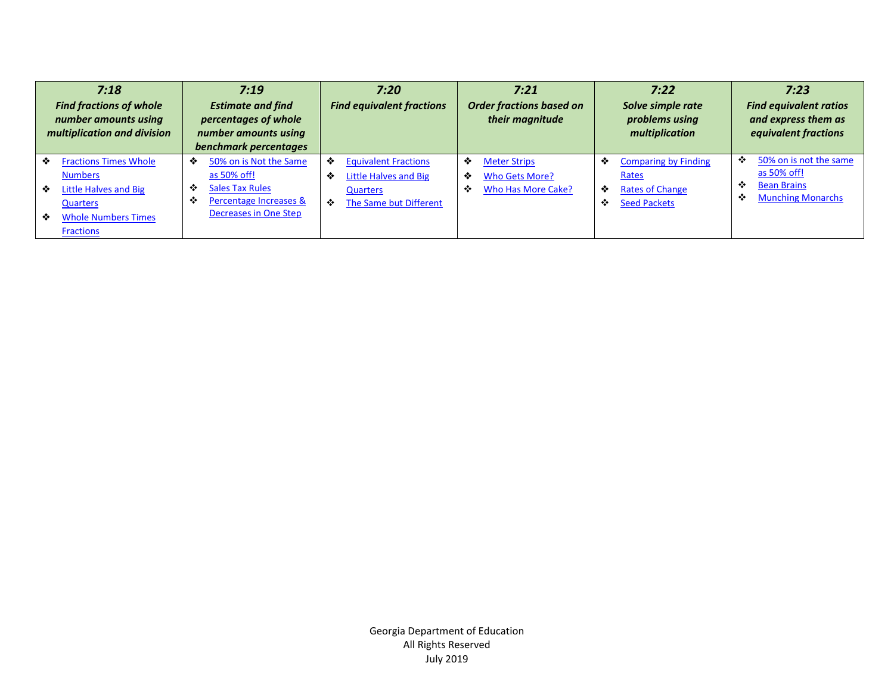| *7:18* *Find fractions of whole number amounts using multiplication and division* | *7:19* *Estimate and find percentages of whole number amounts using benchmark percentages* | *7:20* *Find equivalent fractions* | *7:21* *Order fractions based on their magnitude* | *7:22* *Solve simple rate problems using multiplication* | *7:23* *Find equivalent ratios and express them as equivalent fractions* |
|---|---|---|---|---|---|
| ❖ Fractions Times Whole Numbers<br>❖ Little Halves and Big Quarters<br>❖ Whole Numbers Times Fractions | ❖ 50% on is Not the Same as 50% off!<br>❖ Sales Tax Rules<br>❖ Percentage Increases & Decreases in One Step | ❖ Equivalent Fractions<br>❖ Little Halves and Big Quarters<br>❖ The Same but Different | ❖ Meter Strips<br>❖ Who Gets More?<br>❖ Who Has More Cake? | ❖ Comparing by Finding Rates<br>❖ Rates of Change<br>❖ Seed Packets | ❖ 50% on is not the same as 50% off!<br>❖ Bean Brains<br>❖ Munching Monarchs |

Georgia Department of Education
All Rights Reserved
July 2019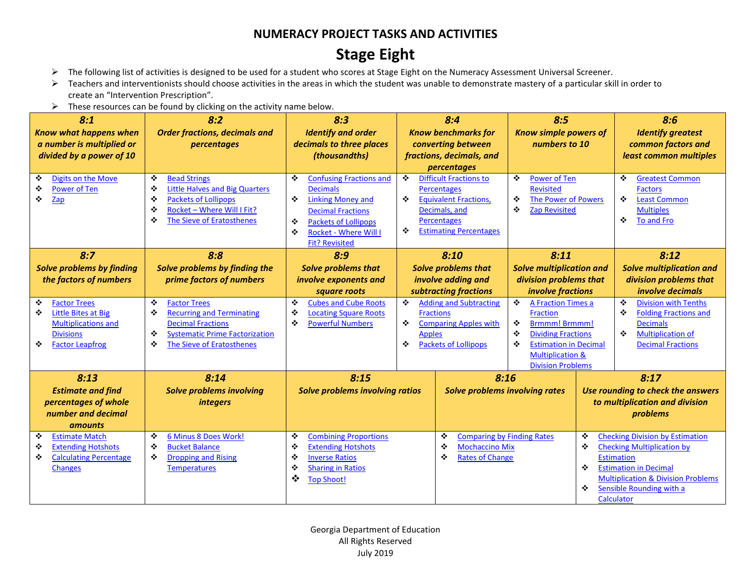## NUMERACY PROJECT TASKS AND ACTIVITIES

# Stage Eight

- The following list of activities is designed to be used for a student who scores at Stage Eight on the Numeracy Assessment Universal Screener.
- Teachers and interventionists should choose activities in the areas in which the student was unable to demonstrate mastery of a particular skill in order to create an "Intervention Prescription".
- These resources can be found by clicking on the activity name below.

| ***8:1*** ***Know what happens when a number is multiplied or divided by a power of 10*** | ***8:2*** ***Order fractions, decimals and percentages*** | ***8:3*** ***Identify and order decimals to three places (thousandths)*** | ***8:4*** ***Know benchmarks for converting between fractions, decimals, and percentages*** | ***8:5*** ***Know simple powers of numbers to 10*** | ***8:6*** ***Identify greatest common factors and least common multiples*** |
|---|---|---|---|---|---|
| ❖ Digits on the Move<br>❖ Power of Ten<br>❖ Zap | ❖ Bead Strings<br>❖ Little Halves and Big Quarters<br>❖ Packets of Lollipops<br>❖ Rocket – Where Will I Fit?<br>❖ The Sieve of Eratosthenes | ❖ Confusing Fractions and Decimals<br>❖ Linking Money and Decimal Fractions<br>❖ Packets of Lollipops<br>❖ Rocket - Where Will I Fit? Revisited | ❖ Difficult Fractions to Percentages<br>❖ Equivalent Fractions, Decimals, and Percentages<br>❖ Estimating Percentages | ❖ Power of Ten Revisited<br>❖ The Power of Powers<br>❖ Zap Revisited | ❖ Greatest Common Factors<br>❖ Least Common Multiples<br>❖ To and Fro |
| ***8:7*** ***Solve problems by finding the factors of numbers*** | ***8:8*** ***Solve problems by finding the prime factors of numbers*** | ***8:9*** ***Solve problems that involve exponents and square roots*** | ***8:10*** ***Solve problems that involve adding and subtracting fractions*** | ***8:11*** ***Solve multiplication and division problems that involve fractions*** | ***8:12*** ***Solve multiplication and division problems that involve decimals*** |
| ❖ Factor Trees<br>❖ Little Bites at Big Multiplications and Divisions<br>❖ Factor Leapfrog | ❖ Factor Trees<br>❖ Recurring and Terminating Decimal Fractions<br>❖ Systematic Prime Factorization<br>❖ The Sieve of Eratosthenes | ❖ Cubes and Cube Roots<br>❖ Locating Square Roots<br>❖ Powerful Numbers | ❖ Adding and Subtracting Fractions<br>❖ Comparing Apples with Apples<br>❖ Packets of Lollipops | ❖ A Fraction Times a Fraction<br>❖ Brmmm! Brmmm!<br>❖ Dividing Fractions<br>❖ Estimation in Decimal Multiplication & Division Problems | ❖ Division with Tenths<br>❖ Folding Fractions and Decimals<br>❖ Multiplication of Decimal Fractions |

| ***8:13*** ***Estimate and find percentages of whole number and decimal amounts*** | ***8:14*** ***Solve problems involving integers*** | ***8:15*** ***Solve problems involving ratios*** | ***8:16*** ***Solve problems involving rates*** | ***8:17*** ***Use rounding to check the answers to multiplication and division problems*** |
|---|---|---|---|---|
| ❖ Estimate Match<br>❖ Extending Hotshots<br>❖ Calculating Percentage Changes | ❖ 6 Minus 8 Does Work!<br>❖ Bucket Balance<br>❖ Dropping and Rising Temperatures | ❖ Combining Proportions<br>❖ Extending Hotshots<br>❖ Inverse Ratios<br>❖ Sharing in Ratios<br>❖ Top Shoot! | ❖ Comparing by Finding Rates<br>❖ Mochaccino Mix<br>❖ Rates of Change | ❖ Checking Division by Estimation<br>❖ Checking Multiplication by Estimation<br>❖ Estimation in Decimal Multiplication & Division Problems<br>❖ Sensible Rounding with a Calculator |

Georgia Department of Education
All Rights Reserved
July 2019